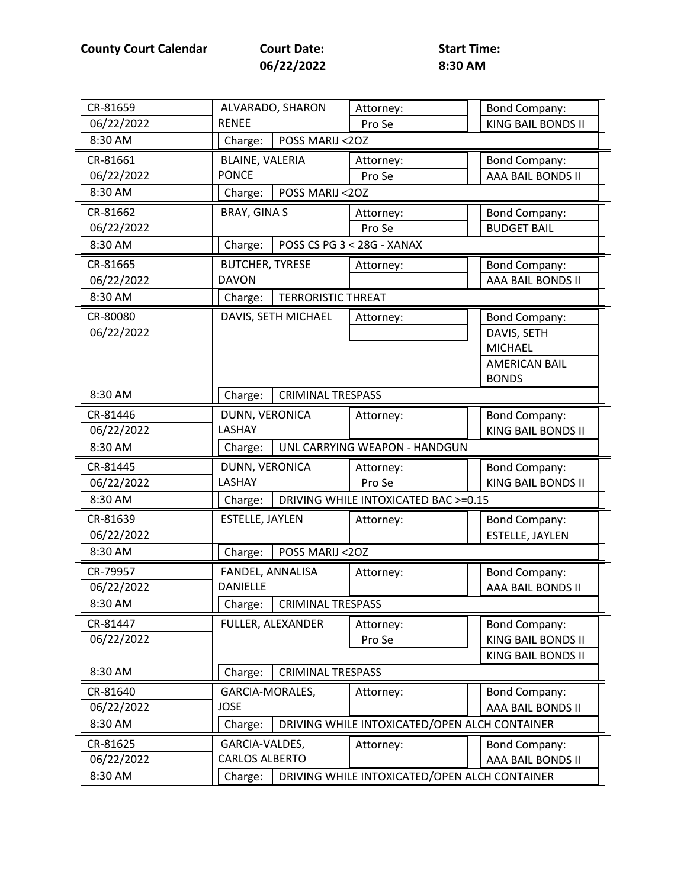| County Court Calendar | Court Date: | Start Time: |
|---|---|---|
| | 06/22/2022 | 8:30 AM |

| Case / Date / Time | Defendant | Charge | Attorney | Bond Company |
|---|---|---|---|---|
| CR-81659<br>06/22/2022<br>8:30 AM | ALVARADO, SHARON RENEE | POSS MARIJ <2OZ | Pro Se | KING BAIL BONDS II |
| CR-81661<br>06/22/2022<br>8:30 AM | BLAINE, VALERIA PONCE | POSS MARIJ <2OZ | Pro Se | AAA BAIL BONDS II |
| CR-81662<br>06/22/2022<br>8:30 AM | BRAY, GINA S | POSS CS PG 3 < 28G - XANAX | Pro Se | BUDGET BAIL |
| CR-81665<br>06/22/2022<br>8:30 AM | BUTCHER, TYRESE DAVON | TERRORISTIC THREAT | | AAA BAIL BONDS II |
| CR-80080<br>06/22/2022<br>8:30 AM | DAVIS, SETH MICHAEL | CRIMINAL TRESPASS | | DAVIS, SETH MICHAEL<br>AMERICAN BAIL BONDS |
| CR-81446<br>06/22/2022<br>8:30 AM | DUNN, VERONICA LASHAY | UNL CARRYING WEAPON - HANDGUN | | KING BAIL BONDS II |
| CR-81445<br>06/22/2022<br>8:30 AM | DUNN, VERONICA LASHAY | DRIVING WHILE INTOXICATED BAC >=0.15 | Pro Se | KING BAIL BONDS II |
| CR-81639<br>06/22/2022<br>8:30 AM | ESTELLE, JAYLEN | POSS MARIJ <2OZ | | ESTELLE, JAYLEN |
| CR-79957<br>06/22/2022<br>8:30 AM | FANDEL, ANNALISA DANIELLE | CRIMINAL TRESPASS | | AAA BAIL BONDS II |
| CR-81447<br>06/22/2022<br>8:30 AM | FULLER, ALEXANDER | CRIMINAL TRESPASS | Pro Se | KING BAIL BONDS II<br>KING BAIL BONDS II |
| CR-81640<br>06/22/2022<br>8:30 AM | GARCIA-MORALES, JOSE | DRIVING WHILE INTOXICATED/OPEN ALCH CONTAINER | | AAA BAIL BONDS II |
| CR-81625<br>06/22/2022<br>8:30 AM | GARCIA-VALDES, CARLOS ALBERTO | DRIVING WHILE INTOXICATED/OPEN ALCH CONTAINER | | AAA BAIL BONDS II |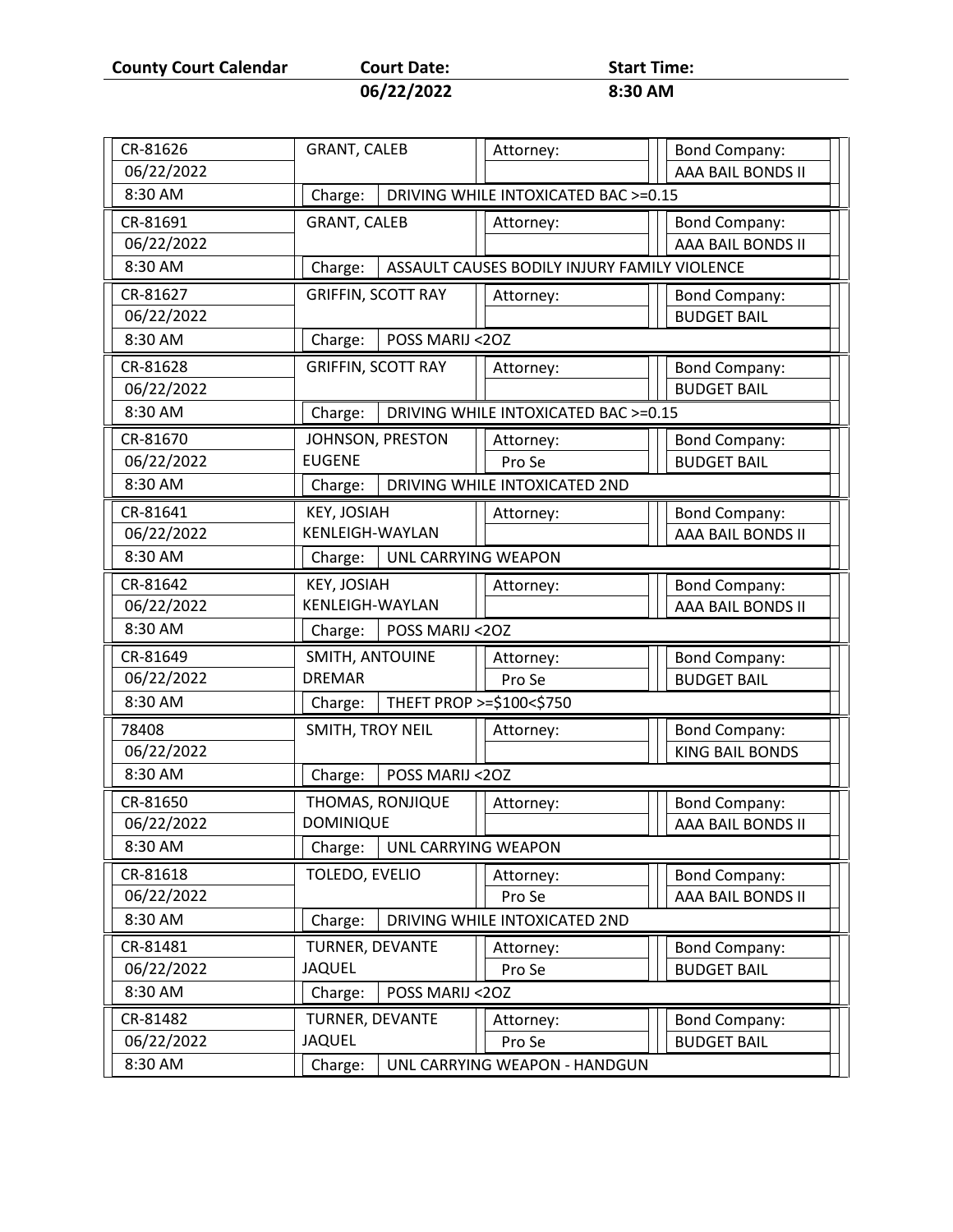**County Court Calendar** **Court Date:** **06/22/2022** **Start Time:** **8:30 AM**

| Case | Date | Time | Defendant | Attorney | Bond Company | Charge |
|---|---|---|---|---|---|---|
| CR-81626 | 06/22/2022 | 8:30 AM | GRANT, CALEB | | AAA BAIL BONDS II | DRIVING WHILE INTOXICATED BAC >=0.15 |
| CR-81691 | 06/22/2022 | 8:30 AM | GRANT, CALEB | | AAA BAIL BONDS II | ASSAULT CAUSES BODILY INJURY FAMILY VIOLENCE |
| CR-81627 | 06/22/2022 | 8:30 AM | GRIFFIN, SCOTT RAY | | BUDGET BAIL | POSS MARIJ <2OZ |
| CR-81628 | 06/22/2022 | 8:30 AM | GRIFFIN, SCOTT RAY | | BUDGET BAIL | DRIVING WHILE INTOXICATED BAC >=0.15 |
| CR-81670 | 06/22/2022 | 8:30 AM | JOHNSON, PRESTON EUGENE | Pro Se | BUDGET BAIL | DRIVING WHILE INTOXICATED 2ND |
| CR-81641 | 06/22/2022 | 8:30 AM | KEY, JOSIAH KENLEIGH-WAYLAN | | AAA BAIL BONDS II | UNL CARRYING WEAPON |
| CR-81642 | 06/22/2022 | 8:30 AM | KEY, JOSIAH KENLEIGH-WAYLAN | | AAA BAIL BONDS II | POSS MARIJ <2OZ |
| CR-81649 | 06/22/2022 | 8:30 AM | SMITH, ANTOUINE DREMAR | Pro Se | BUDGET BAIL | THEFT PROP >=$100<$750 |
| 78408 | 06/22/2022 | 8:30 AM | SMITH, TROY NEIL | | KING BAIL BONDS | POSS MARIJ <2OZ |
| CR-81650 | 06/22/2022 | 8:30 AM | THOMAS, RONJIQUE DOMINIQUE | | AAA BAIL BONDS II | UNL CARRYING WEAPON |
| CR-81618 | 06/22/2022 | 8:30 AM | TOLEDO, EVELIO | Pro Se | AAA BAIL BONDS II | DRIVING WHILE INTOXICATED 2ND |
| CR-81481 | 06/22/2022 | 8:30 AM | TURNER, DEVANTE JAQUEL | Pro Se | BUDGET BAIL | POSS MARIJ <2OZ |
| CR-81482 | 06/22/2022 | 8:30 AM | TURNER, DEVANTE JAQUEL | Pro Se | BUDGET BAIL | UNL CARRYING WEAPON - HANDGUN |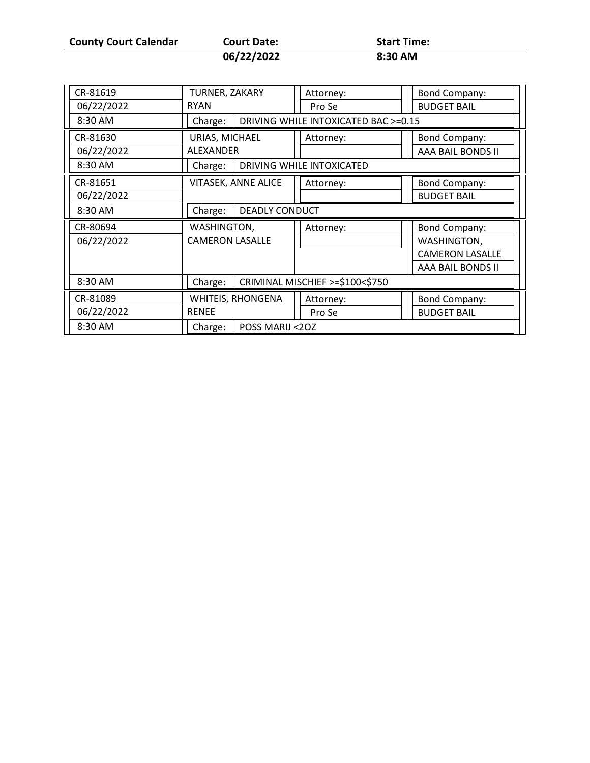| County Court Calendar | Court Date: | Start Time: |
| --- | --- | --- |
| | 06/22/2022 | 8:30 AM |

| Case / Date / Time | Defendant | Attorney | Bond Company | Charge |
| --- | --- | --- | --- | --- |
| CR-81619 06/22/2022 8:30 AM | TURNER, ZAKARY RYAN | Pro Se | BUDGET BAIL | DRIVING WHILE INTOXICATED BAC >=0.15 |
| CR-81630 06/22/2022 8:30 AM | URIAS, MICHAEL ALEXANDER | | AAA BAIL BONDS II | DRIVING WHILE INTOXICATED |
| CR-81651 06/22/2022 8:30 AM | VITASEK, ANNE ALICE | | BUDGET BAIL | DEADLY CONDUCT |
| CR-80694 06/22/2022 8:30 AM | WASHINGTON, CAMERON LASALLE | | WASHINGTON, CAMERON LASALLE; AAA BAIL BONDS II | CRIMINAL MISCHIEF >=$100<$750 |
| CR-81089 06/22/2022 8:30 AM | WHITEIS, RHONGENA RENEE | Pro Se | BUDGET BAIL | POSS MARIJ <2OZ |